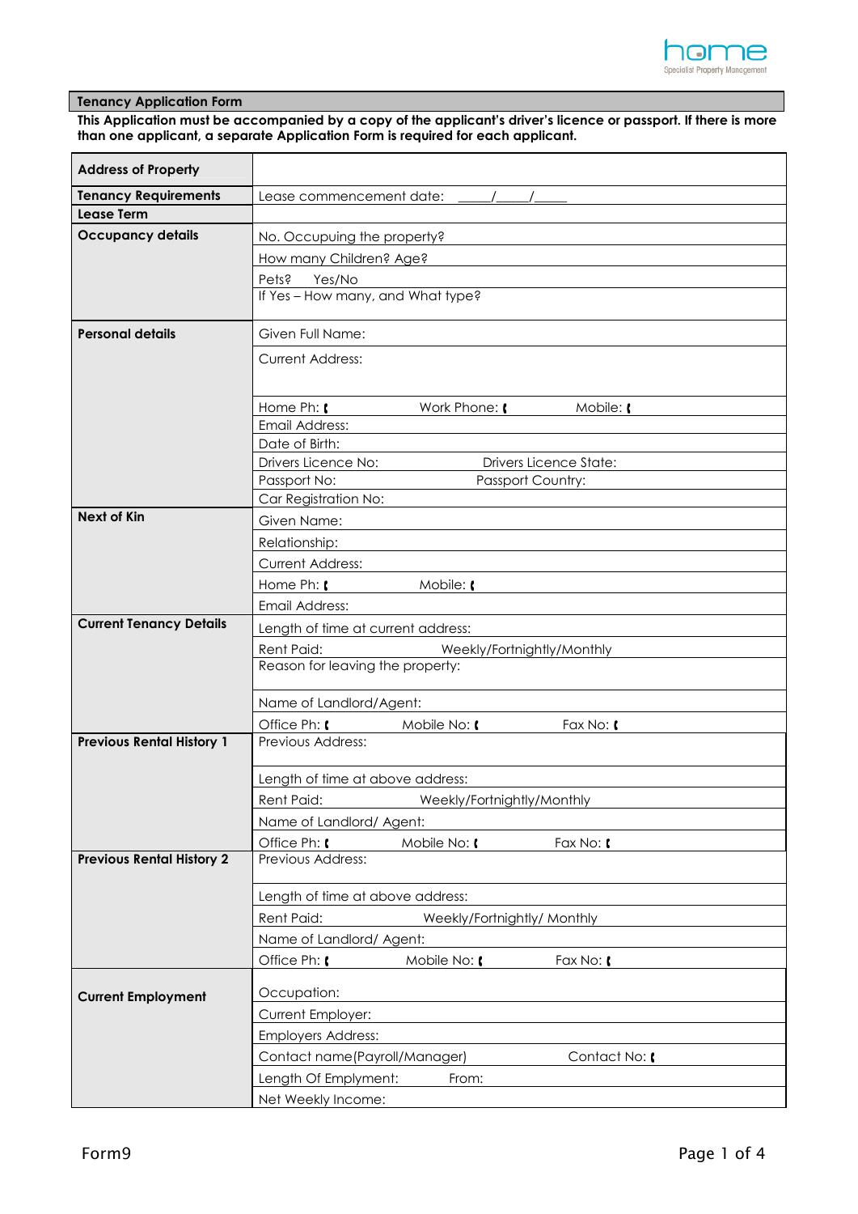home
Specialist Property Management

## Tenancy Application Form

**This Application must be accompanied by a copy of the applicant's driver's licence or passport. If there is more than one applicant, a separate Application Form is required for each applicant.**

| | |
|---|---|
| **Address of Property** | |
| **Tenancy Requirements** | Lease commencement date: \_\_\_\_\_/\_\_\_\_\_/\_\_\_\_\_ |
| **Lease Term** | |
| **Occupancy details** | No. Occupuing the property? |
| | How many Children? Age? |
| | Pets? Yes/No |
| | If Yes – How many, and What type? |
| **Personal details** | Given Full Name: |
| | Current Address: |
| | Home Ph: ( Work Phone: ( Mobile: ( |
| | Email Address: |
| | Date of Birth: |
| | Drivers Licence No: Drivers Licence State: |
| | Passport No: Passport Country: |
| | Car Registration No: |
| **Next of Kin** | Given Name: |
| | Relationship: |
| | Current Address: |
| | Home Ph: ( Mobile: ( |
| | Email Address: |
| **Current Tenancy Details** | Length of time at current address: |
| | Rent Paid: Weekly/Fortnightly/Monthly |
| | Reason for leaving the property: |
| | Name of Landlord/Agent: |
| | Office Ph: ( Mobile No: ( Fax No: ( |
| **Previous Rental History 1** | Previous Address: |
| | Length of time at above address: |
| | Rent Paid: Weekly/Fortnightly/Monthly |
| | Name of Landlord/ Agent: |
| | Office Ph: ( Mobile No: ( Fax No: ( |
| **Previous Rental History 2** | Previous Address: |
| | Length of time at above address: |
| | Rent Paid: Weekly/Fortnightly/ Monthly |
| | Name of Landlord/ Agent: |
| | Office Ph: ( Mobile No: ( Fax No: ( |
| **Current Employment** | Occupation: |
| | Current Employer: |
| | Employers Address: |
| | Contact name(Payroll/Manager) Contact No: ( |
| | Length Of Emplyment: From: |
| | Net Weekly Income: |

Form9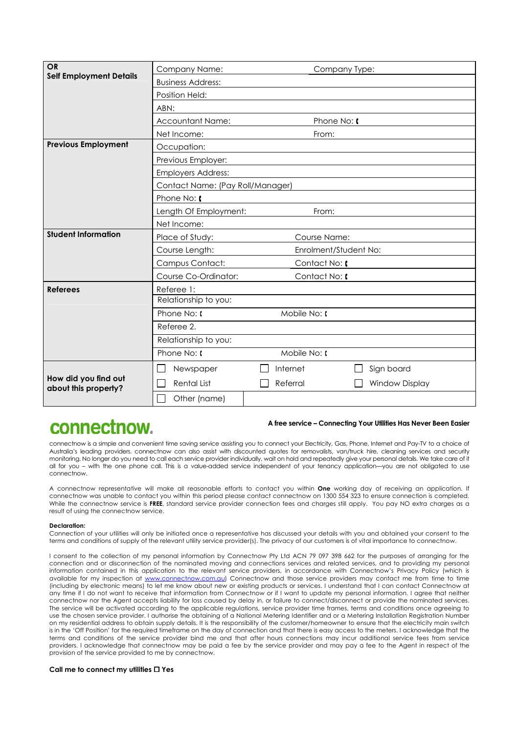| OR<br>**Self Employment Details** | Company Name: | Company Type: |
|---|---|---|
| | Business Address: | |
| | Position Held: | |
| | ABN: | |
| | Accountant Name: | Phone No: |
| | Net Income: | From: |
| **Previous Employment** | Occupation: | |
| | Previous Employer: | |
| | Employers Address: | |
| | Contact Name: (Pay Roll/Manager) | |
| | Phone No: | |
| | Length Of Employment: | From: |
| | Net Income: | |
| **Student Information** | Place of Study: | Course Name: |
| | Course Length: | Enrolment/Student No: |
| | Campus Contact: | Contact No: |
| | Course Co-Ordinator: | Contact No: |
| **Referees** | Referee 1: | |
| | Relationship to you: | |
| | Phone No: | Mobile No: |
| | Referee 2. | |
| | Relationship to you: | |
| | Phone No: | Mobile No: |

| **How did you find out about this property?** | | | |
|---|---|---|---|
| | ☐ Newspaper | ☐ Internet | ☐ Sign board |
| | ☐ Rental List | ☐ Referral | ☐ Window Display |
| | ☐ Other (name) | | |

# connectnow.

**A free service – Connecting Your Utilities Has Never Been Easier**

connectnow is a simple and convenient time saving service assisting you to connect your Electricity, Gas, Phone, Internet and Pay-TV to a choice of Australia's leading providers. connectnow can also assist with discounted quotes for removalists, van/truck hire, cleaning services and security monitoring. No longer do you need to call each service provider individually, wait on hold and repeatedly give your personal details. We take care of it all for you – with the one phone call. This is a value-added service independent of your tenancy application—you are not obligated to use connectnow.

A connectnow representative will make all reasonable efforts to contact you within **One** working day of receiving an application. If connectnow was unable to contact you within this period please contact connectnow on 1300 554 323 to ensure connection is completed. While the connectnow service is **FREE**, standard service provider connection fees and charges still apply. You pay NO extra charges as a result of using the connectnow service.

**Declaration:**
Connection of your utilities will only be initiated once a representative has discussed your details with you and obtained your consent to the terms and conditions of supply of the relevant utility service provider(s). The privacy of our customers is of vital importance to connectnow.

I consent to the collection of my personal information by Connectnow Pty Ltd ACN 79 097 398 662 for the purposes of arranging for the connection and or disconnection of the nominated moving and connections services and related services, and to providing my personal information contained in this application to the relevant service providers, in accordance with Connectnow's Privacy Policy (which is available for my inspection at www.connectnow.com.au) Connectnow and those service providers may contact me from time to time (including by electronic means) to let me know about new or existing products or services. I understand that I can contact Connectnow at any time if I do not want to receive that information from Connectnow or if I want to update my personal information. I agree that neither connectnow nor the Agent accepts liability for loss caused by delay in, or failure to connect/disconnect or provide the nominated services. The service will be activated according to the applicable regulations, service provider time frames, terms and conditions once agreeing to use the chosen service provider. I authorise the obtaining of a National Metering Identifier and or a Metering Installation Registration Number on my residential address to obtain supply details. It is the responsibility of the customer/homeowner to ensure that the electricity main switch is in the 'Off Position' for the required timeframe on the day of connection and that there is easy access to the meters. I acknowledge that the terms and conditions of the service provider bind me and that after hours connections may incur additional service fees from service providers. I acknowledge that connectnow may be paid a fee by the service provider and may pay a fee to the Agent in respect of the provision of the service provided to me by connectnow.

**Call me to connect my utilities ☐ Yes**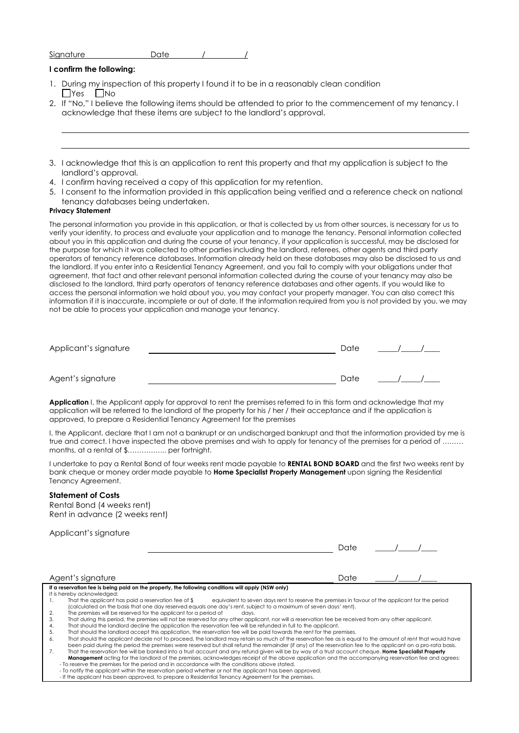Signature ____________ Date ____/____/____

**I confirm the following:**

1. During my inspection of this property I found it to be in a reasonably clean condition
   ☐ Yes ☐ No
2. If "No," I believe the following items should be attended to prior to the commencement of my tenancy. I acknowledge that these items are subject to the landlord's approval.

_______________________________________________________________________________

_______________________________________________________________________________

3. I acknowledge that this is an application to rent this property and that my application is subject to the landlord's approval.
4. I confirm having received a copy of this application for my retention.
5. I consent to the information provided in this application being verified and a reference check on national tenancy databases being undertaken.

**Privacy Statement**

The personal information you provide in this application, or that is collected by us from other sources, is necessary for us to verify your identity, to process and evaluate your application and to manage the tenancy. Personal information collected about you in this application and during the course of your tenancy, if your application is successful, may be disclosed for the purpose for which it was collected to other parties including the landlord, referees, other agents and third party operators of tenancy reference databases. Information already held on these databases may also be disclosed to us and the landlord. If you enter into a Residential Tenancy Agreement, and you fail to comply with your obligations under that agreement, that fact and other relevant personal information collected during the course of your tenancy may also be disclosed to the landlord, third party operators of tenancy reference databases and other agents. If you would like to access the personal information we hold about you, you may contact your property manager. You can also correct this information if it is inaccurate, incomplete or out of date. If the information required from you is not provided by you, we may not be able to process your application and manage your tenancy.

Applicant's signature ______________________________ Date ____/____/____

Agent's signature ______________________________ Date ____/____/____

**Application** I, the Applicant apply for approval to rent the premises referred to in this form and acknowledge that my application will be referred to the landlord of the property for his / her / their acceptance and if the application is approved, to prepare a Residential Tenancy Agreement for the premises

I, the Applicant, declare that I am not a bankrupt or an undischarged bankrupt and that the information provided by me is true and correct. I have inspected the above premises and wish to apply for tenancy of the premises for a period of ……… months, at a rental of $…………….. per fortnight.

I undertake to pay a Rental Bond of four weeks rent made payable to **RENTAL BOND BOARD** and the first two weeks rent by bank cheque or money order made payable to **Home Specialist Property Management** upon signing the Residential Tenancy Agreement.

**Statement of Costs**

Rental Bond (4 weeks rent)
Rent in advance (2 weeks rent)

Applicant's signature ______________________________ Date ____/____/____

Agent's signature ______________________________ Date ____/____/____

**If a reservation fee is being paid on the property, the following conditions will apply (NSW only)**

It is hereby acknowledged:

1. That the applicant has paid a reservation fee of $ equivalent to seven days rent to reserve the premises in favour of the applicant for the period (calculated on the basis that one day reserved equals one day's rent, subject to a maximum of seven days' rent).
2. The premises will be reserved for the applicant for a period of days.
3. That during this period, the premises will not be reserved for any other applicant, nor will a reservation fee be received from any other applicant.
4. That should the landlord decline the application the reservation fee will be refunded in full to the applicant.
5. That should the landlord accept this application, the reservation fee will be paid towards the rent for the premises.
6. That should the applicant decide not to proceed, the landlord may retain so much of the reservation fee as is equal to the amount of rent that would have been paid during the period the premises were reserved but shall refund the remainder (if any) of the reservation fee to the applicant on a pro-rata basis.
7. That the reservation fee will be banked into a trust account and any refund given will be by way of a trust account cheque. **Home Specialist Property Management** acting for the landlord of the premises, acknowledges receipt of the above application and the accompanying reservation fee and agrees:

- To reserve the premises for the period and in accordance with the conditions above stated.
- To notify the applicant within the reservation period whether or not the applicant has been approved.
- If the applicant has been approved, to prepare a Residential Tenancy Agreement for the premises.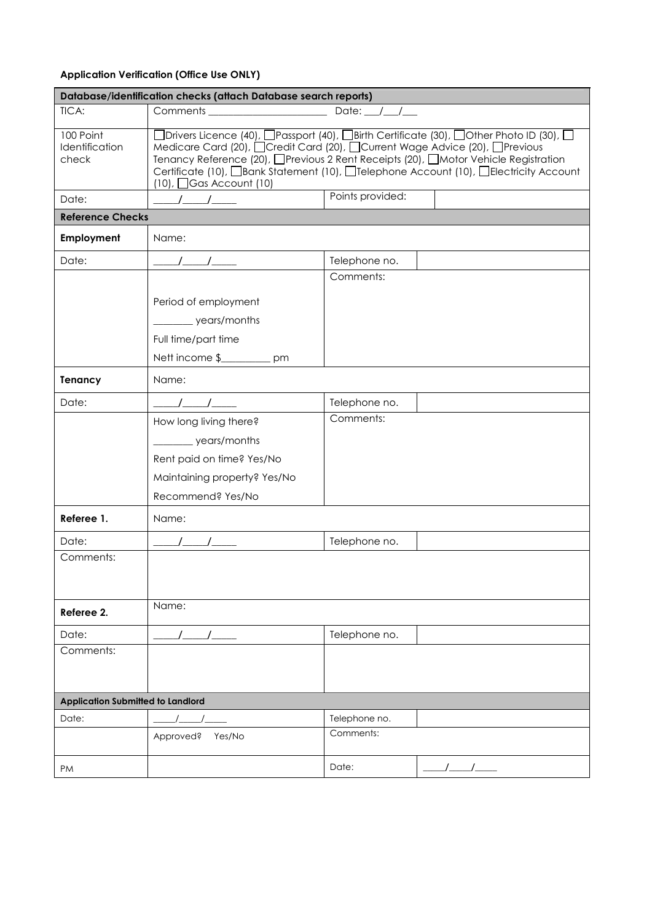**Application Verification (Office Use ONLY)**

| | | | |
|---|---|---|---|
| **Database/identification checks (attach Database search reports)** | | | |
| TICA: | Comments ______________________ Date: ___/___/___ | | |
| 100 Point Identification check | ☐Drivers Licence (40), ☐Passport (40), ☐Birth Certificate (30), ☐Other Photo ID (30), ☐ Medicare Card (20), ☐Credit Card (20), ☐Current Wage Advice (20), ☐Previous Tenancy Reference (20), ☐Previous 2 Rent Receipts (20), ☐Motor Vehicle Registration Certificate (10), ☐Bank Statement (10), ☐Telephone Account (10), ☐Electricity Account (10), ☐Gas Account (10) | | |
| Date: | _____/_____/_____ | Points provided: | |
| **Reference Checks** | | | |
| **Employment** | Name: | | |
| Date: | _____/_____/_____ | Telephone no. | |
| | Period of employment<br>________ years/months<br>Full time/part time<br>Nett income $_________ pm | Comments: | |
| **Tenancy** | Name: | | |
| Date: | _____/_____/_____ | Telephone no. | |
| | How long living there?<br>________ years/months<br>Rent paid on time? Yes/No<br>Maintaining property? Yes/No<br>Recommend? Yes/No | Comments: | |
| **Referee 1.** | Name: | | |
| Date: | _____/_____/_____ | Telephone no. | |
| Comments: | | | |
| **Referee 2.** | Name: | | |
| Date: | _____/_____/_____ | Telephone no. | |
| Comments: | | | |
| **Application Submitted to Landlord** | | | |
| Date: | _____/_____/_____ | Telephone no. | |
| | Approved? Yes/No | Comments: | |
| PM | | Date: | _____/_____/_____ |